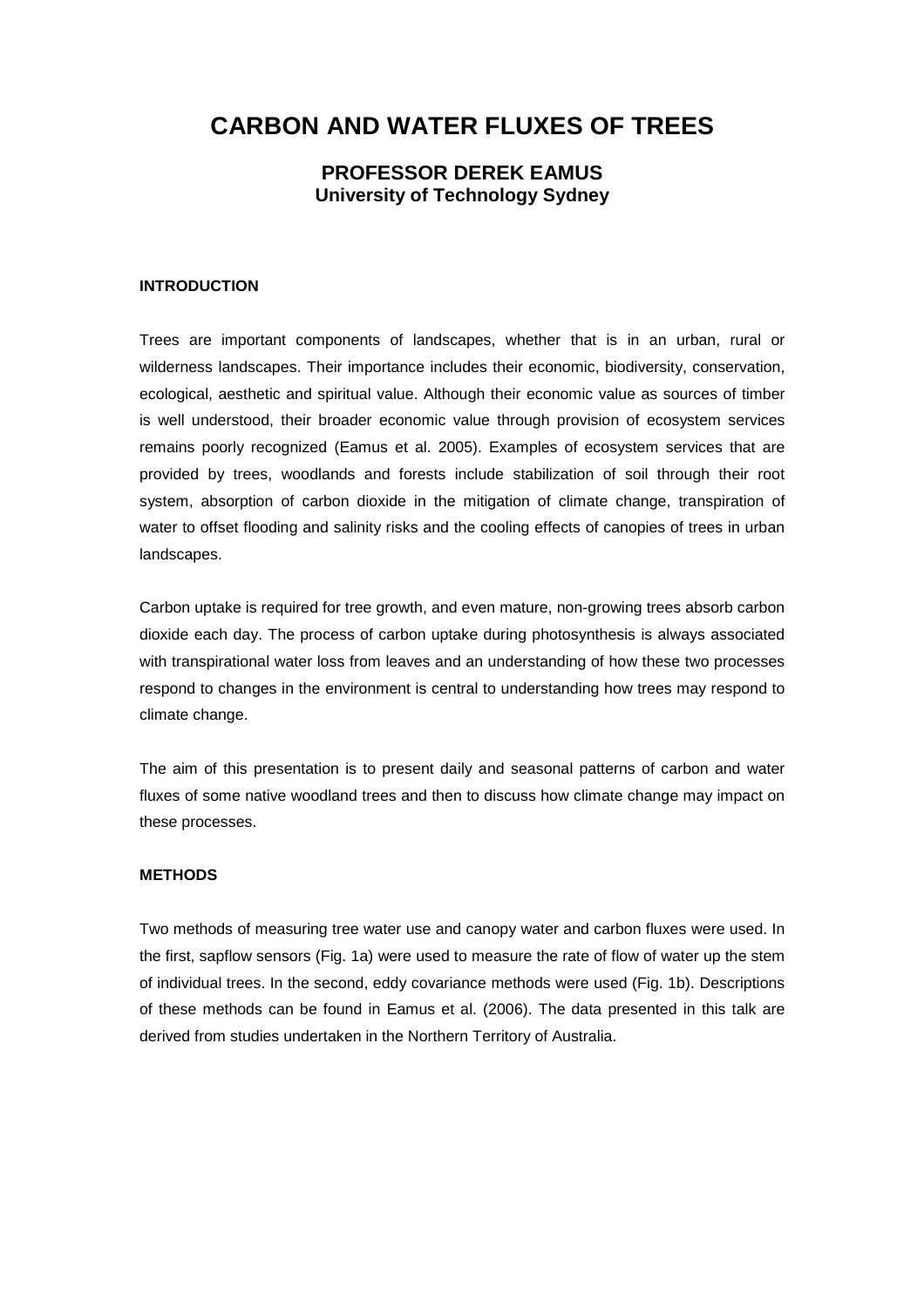# CARBON AND WATER FLUXES OF TREES

## PROFESSOR DEREK EAMUS

### University of Technology Sydney

#### INTRODUCTION

Trees are important components of landscapes, whether that is in an urban, rural or wilderness landscapes. Their importance includes their economic, biodiversity, conservation, ecological, aesthetic and spiritual value. Although their economic value as sources of timber is well understood, their broader economic value through provision of ecosystem services remains poorly recognized (Eamus et al. 2005). Examples of ecosystem services that are provided by trees, woodlands and forests include stabilization of soil through their root system, absorption of carbon dioxide in the mitigation of climate change, transpiration of water to offset flooding and salinity risks and the cooling effects of canopies of trees in urban landscapes.

Carbon uptake is required for tree growth, and even mature, non-growing trees absorb carbon dioxide each day. The process of carbon uptake during photosynthesis is always associated with transpirational water loss from leaves and an understanding of how these two processes respond to changes in the environment is central to understanding how trees may respond to climate change.

The aim of this presentation is to present daily and seasonal patterns of carbon and water fluxes of some native woodland trees and then to discuss how climate change may impact on these processes.

#### METHODS

Two methods of measuring tree water use and canopy water and carbon fluxes were used. In the first, sapflow sensors (Fig. 1a) were used to measure the rate of flow of water up the stem of individual trees. In the second, eddy covariance methods were used (Fig. 1b). Descriptions of these methods can be found in Eamus et al. (2006). The data presented in this talk are derived from studies undertaken in the Northern Territory of Australia.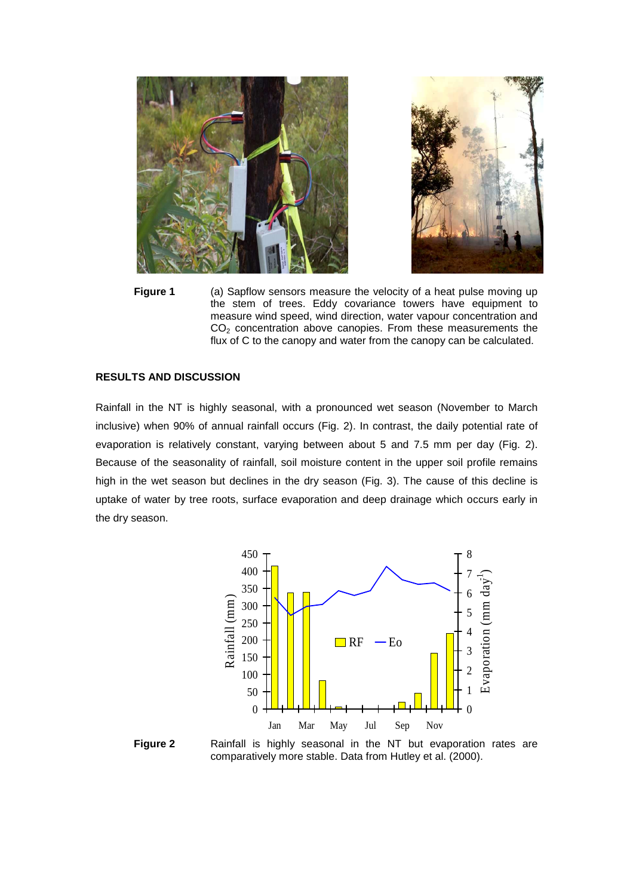**Figure 1** (a) Sapflow sensors measure the velocity of a heat pulse moving up the stem of trees. Eddy covariance towers have equipment to measure wind speed, wind direction, water vapour concentration and $CO_2$ concentration above canopies. From these measurements the flux of C to the canopy and water from the canopy can be calculated.

## RESULTS AND DISCUSSION

Rainfall in the NT is highly seasonal, with a pronounced wet season (November to March inclusive) when 90% of annual rainfall occurs (Fig. 2). In contrast, the daily potential rate of evaporation is relatively constant, varying between about 5 and 7.5 mm per day (Fig. 2). Because of the seasonality of rainfall, soil moisture content in the upper soil profile remains high in the wet season but declines in the dry season (Fig. 3). The cause of this decline is uptake of water by tree roots, surface evaporation and deep drainage which occurs early in the dry season.

**Figure 2** Rainfall is highly seasonal in the NT but evaporation rates are comparatively more stable. Data from Hutley et al. (2000).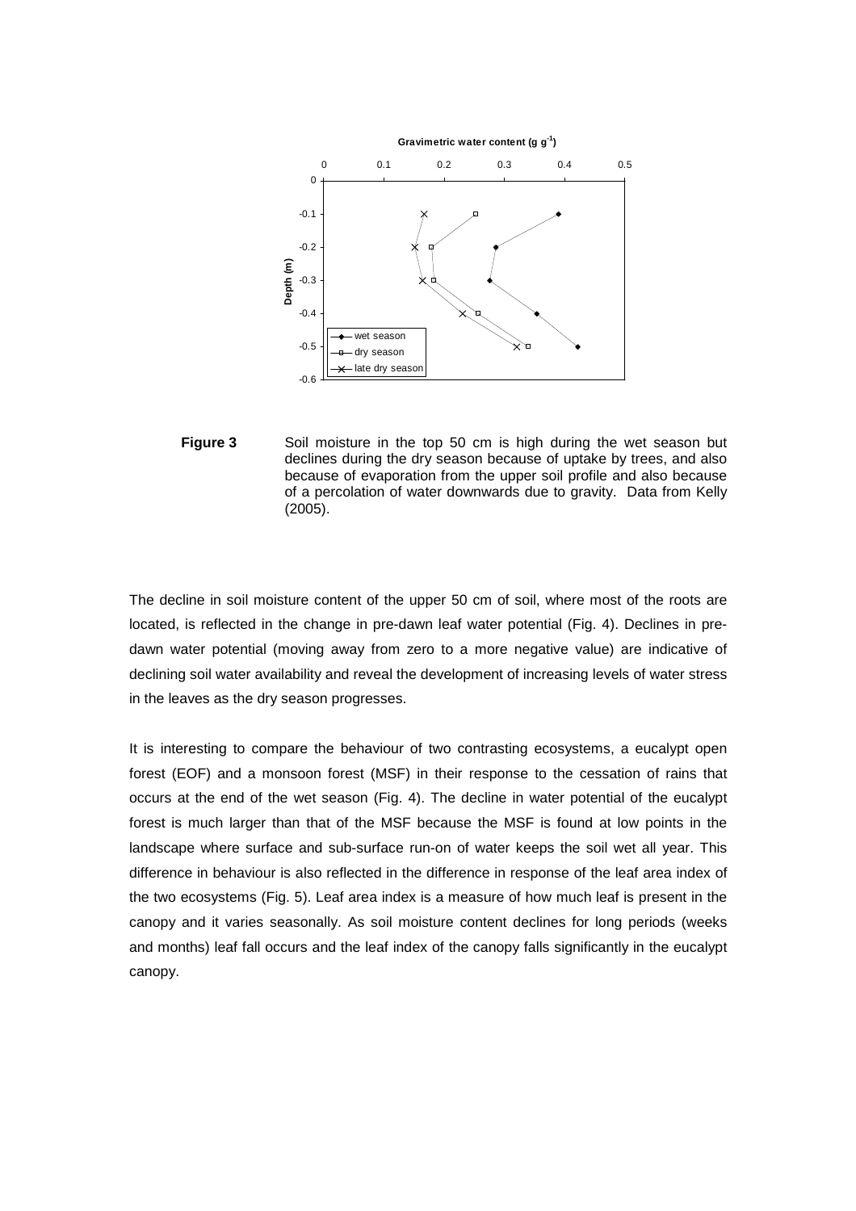**Figure 3** Soil moisture in the top 50 cm is high during the wet season but declines during the dry season because of uptake by trees, and also because of evaporation from the upper soil profile and also because of a percolation of water downwards due to gravity. Data from Kelly (2005).

The decline in soil moisture content of the upper 50 cm of soil, where most of the roots are located, is reflected in the change in pre-dawn leaf water potential (Fig. 4). Declines in pre-dawn water potential (moving away from zero to a more negative value) are indicative of declining soil water availability and reveal the development of increasing levels of water stress in the leaves as the dry season progresses.

It is interesting to compare the behaviour of two contrasting ecosystems, a eucalypt open forest (EOF) and a monsoon forest (MSF) in their response to the cessation of rains that occurs at the end of the wet season (Fig. 4). The decline in water potential of the eucalypt forest is much larger than that of the MSF because the MSF is found at low points in the landscape where surface and sub-surface run-on of water keeps the soil wet all year. This difference in behaviour is also reflected in the difference in response of the leaf area index of the two ecosystems (Fig. 5). Leaf area index is a measure of how much leaf is present in the canopy and it varies seasonally. As soil moisture content declines for long periods (weeks and months) leaf fall occurs and the leaf index of the canopy falls significantly in the eucalypt canopy.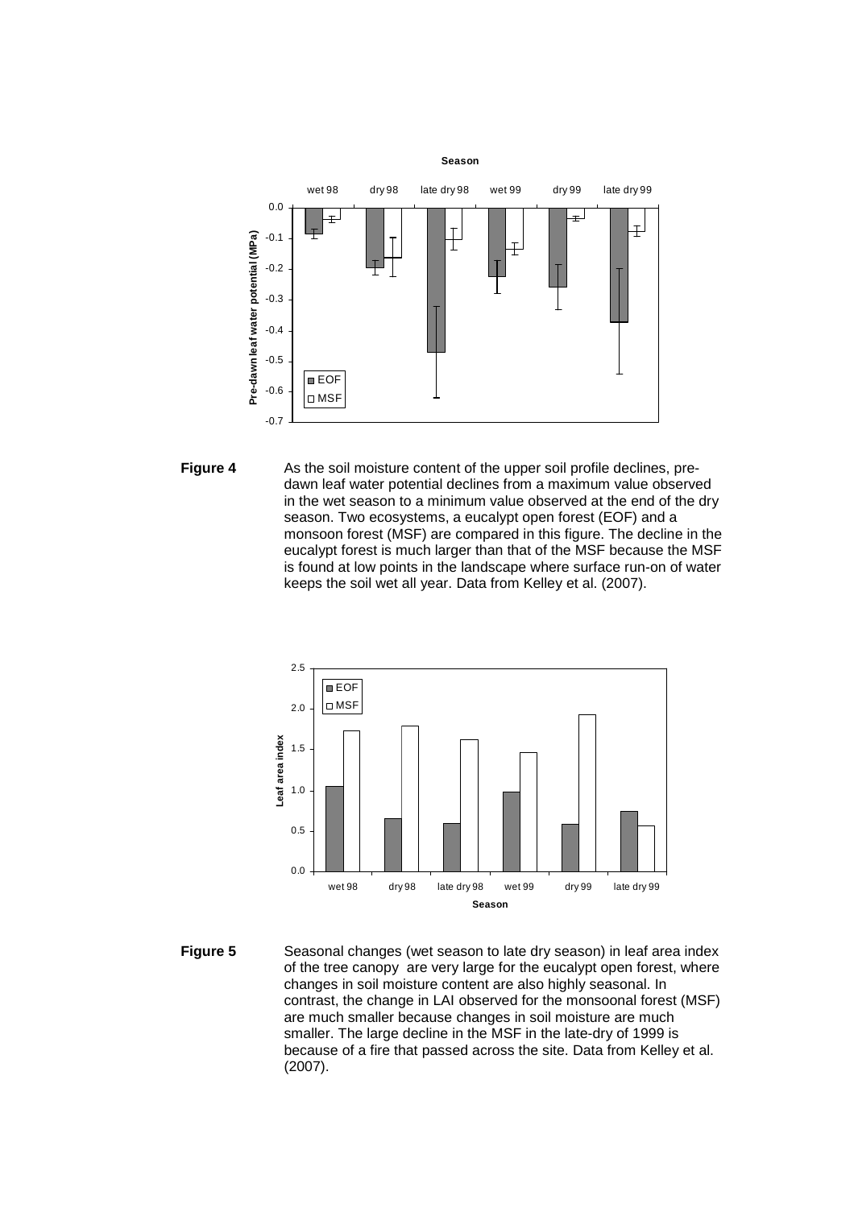**Figure 4** As the soil moisture content of the upper soil profile declines, pre-dawn leaf water potential declines from a maximum value observed in the wet season to a minimum value observed at the end of the dry season. Two ecosystems, a eucalypt open forest (EOF) and a monsoon forest (MSF) are compared in this figure. The decline in the eucalypt forest is much larger than that of the MSF because the MSF is found at low points in the landscape where surface run-on of water keeps the soil wet all year. Data from Kelley et al. (2007).

**Figure 5** Seasonal changes (wet season to late dry season) in leaf area index of the tree canopy are very large for the eucalypt open forest, where changes in soil moisture content are also highly seasonal. In contrast, the change in LAI observed for the monsoonal forest (MSF) are much smaller because changes in soil moisture are much smaller. The large decline in the MSF in the late-dry of 1999 is because of a fire that passed across the site. Data from Kelley et al. (2007).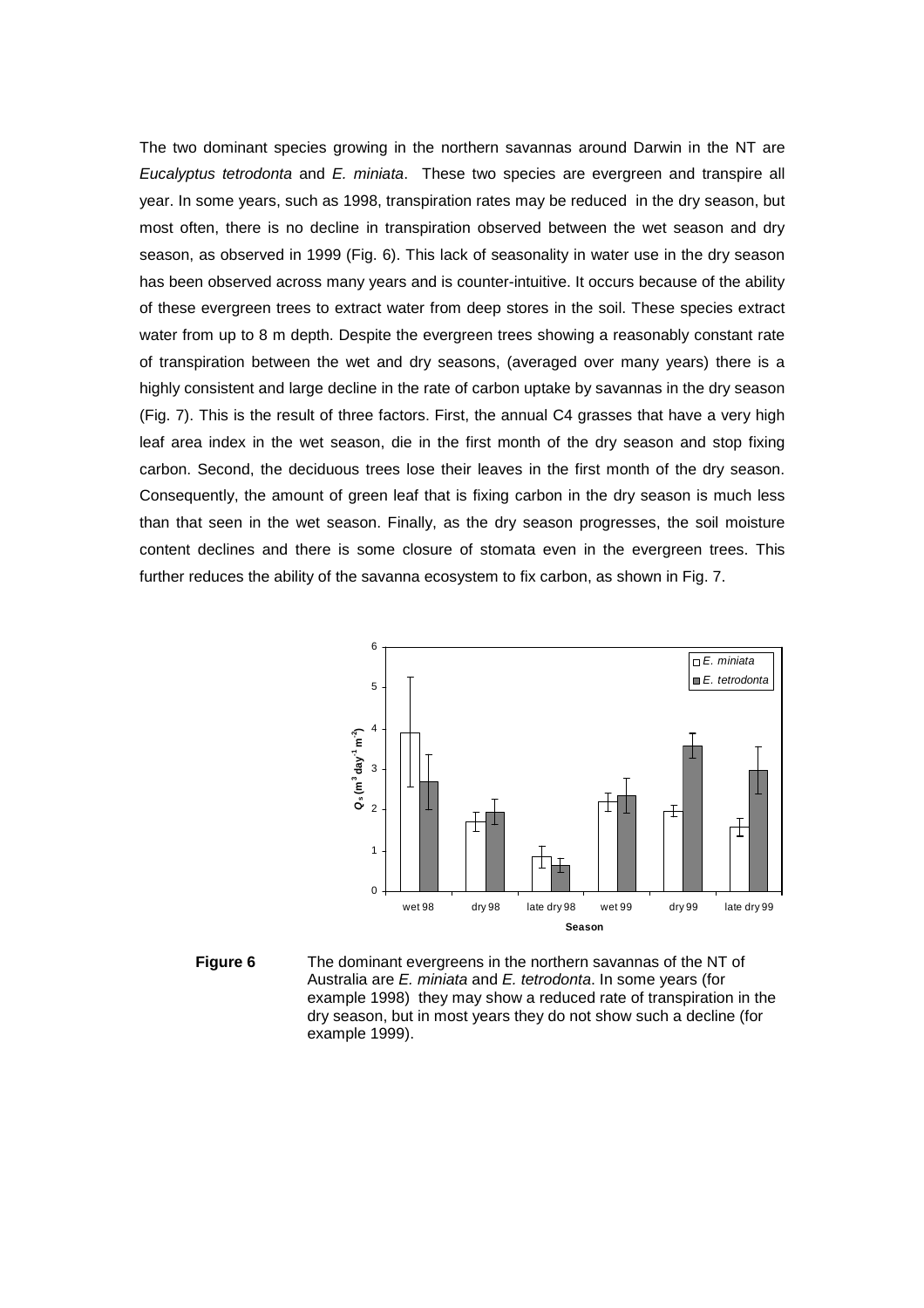The two dominant species growing in the northern savannas around Darwin in the NT are *Eucalyptus tetrodonta* and *E. miniata*. These two species are evergreen and transpire all year. In some years, such as 1998, transpiration rates may be reduced in the dry season, but most often, there is no decline in transpiration observed between the wet season and dry season, as observed in 1999 (Fig. 6). This lack of seasonality in water use in the dry season has been observed across many years and is counter-intuitive. It occurs because of the ability of these evergreen trees to extract water from deep stores in the soil. These species extract water from up to 8 m depth. Despite the evergreen trees showing a reasonably constant rate of transpiration between the wet and dry seasons, (averaged over many years) there is a highly consistent and large decline in the rate of carbon uptake by savannas in the dry season (Fig. 7). This is the result of three factors. First, the annual C4 grasses that have a very high leaf area index in the wet season, die in the first month of the dry season and stop fixing carbon. Second, the deciduous trees lose their leaves in the first month of the dry season. Consequently, the amount of green leaf that is fixing carbon in the dry season is much less than that seen in the wet season. Finally, as the dry season progresses, the soil moisture content declines and there is some closure of stomata even in the evergreen trees. This further reduces the ability of the savanna ecosystem to fix carbon, as shown in Fig. 7.

**Figure 6** The dominant evergreens in the northern savannas of the NT of Australia are *E. miniata* and *E. tetrodonta*. In some years (for example 1998) they may show a reduced rate of transpiration in the dry season, but in most years they do not show such a decline (for example 1999).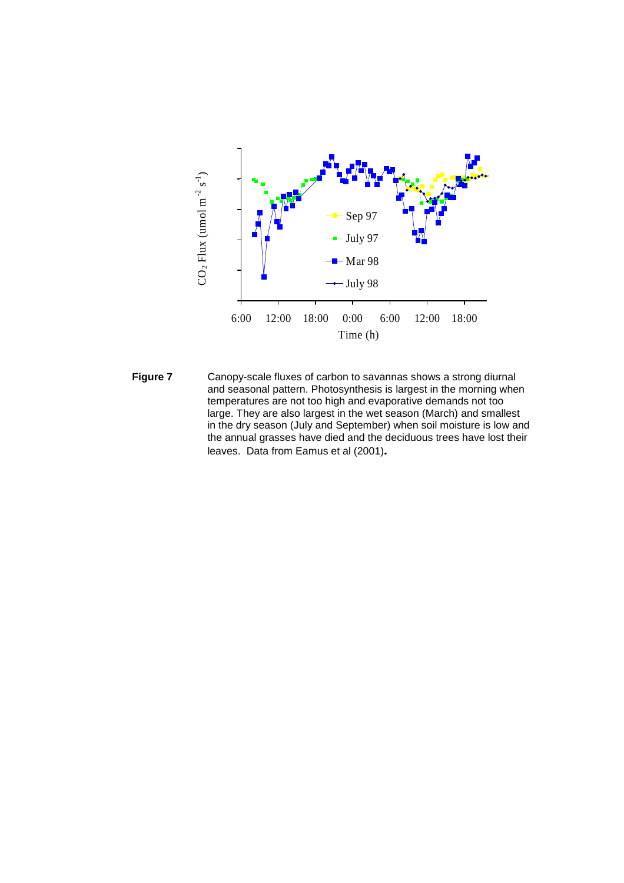**Figure 7** Canopy-scale fluxes of carbon to savannas shows a strong diurnal and seasonal pattern. Photosynthesis is largest in the morning when temperatures are not too high and evaporative demands not too large. They are also largest in the wet season (March) and smallest in the dry season (July and September) when soil moisture is low and the annual grasses have died and the deciduous trees have lost their leaves. Data from Eamus et al (2001).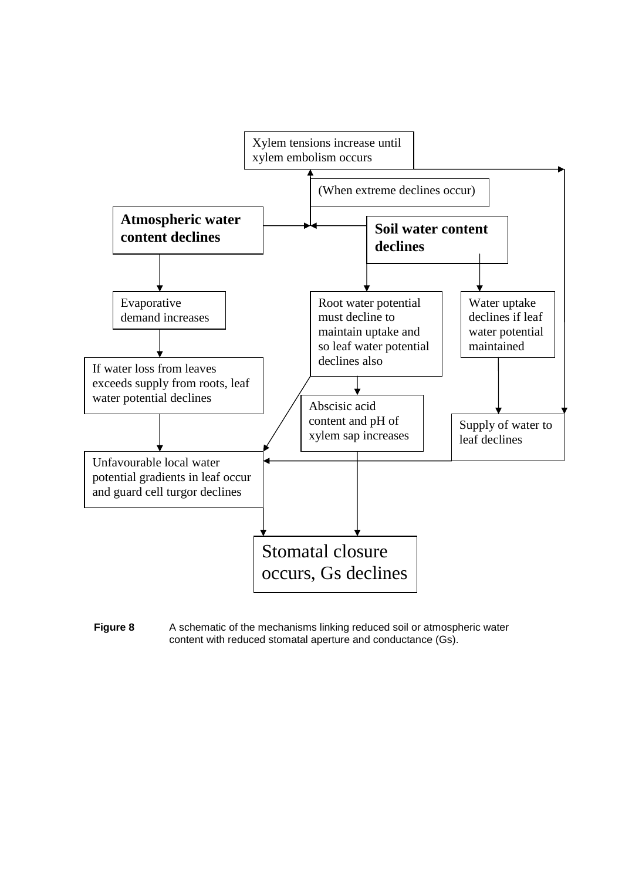Xylem tensions increase until xylem embolism occurs

(When extreme declines occur)

**Atmospheric water content declines**

**Soil water content declines**

Evaporative demand increases

Root water potential must decline to maintain uptake and so leaf water potential declines also

Water uptake declines if leaf water potential maintained

If water loss from leaves exceeds supply from roots, leaf water potential declines

Abscisic acid content and pH of xylem sap increases

Supply of water to leaf declines

Unfavourable local water potential gradients in leaf occur and guard cell turgor declines

Stomatal closure occurs, Gs declines

**Figure 8** A schematic of the mechanisms linking reduced soil or atmospheric water content with reduced stomatal aperture and conductance (Gs).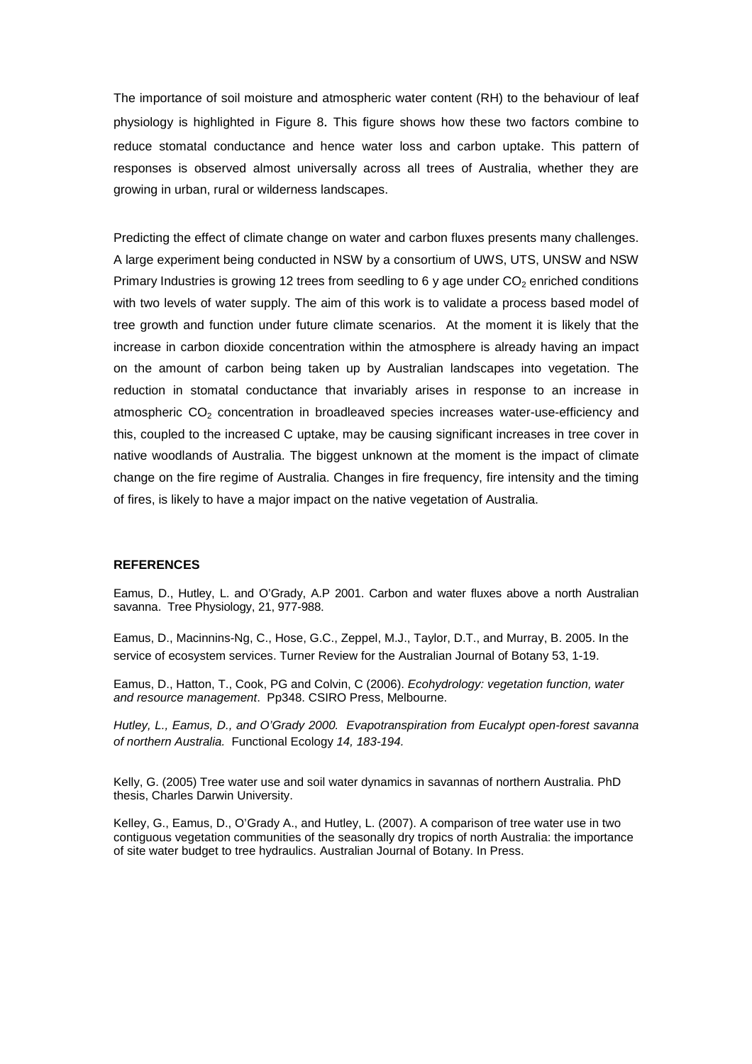The importance of soil moisture and atmospheric water content (RH) to the behaviour of leaf physiology is highlighted in Figure 8. This figure shows how these two factors combine to reduce stomatal conductance and hence water loss and carbon uptake. This pattern of responses is observed almost universally across all trees of Australia, whether they are growing in urban, rural or wilderness landscapes.

Predicting the effect of climate change on water and carbon fluxes presents many challenges. A large experiment being conducted in NSW by a consortium of UWS, UTS, UNSW and NSW Primary Industries is growing 12 trees from seedling to 6 y age under $CO_2$ enriched conditions with two levels of water supply. The aim of this work is to validate a process based model of tree growth and function under future climate scenarios. At the moment it is likely that the increase in carbon dioxide concentration within the atmosphere is already having an impact on the amount of carbon being taken up by Australian landscapes into vegetation. The reduction in stomatal conductance that invariably arises in response to an increase in atmospheric $CO_2$ concentration in broadleaved species increases water-use-efficiency and this, coupled to the increased C uptake, may be causing significant increases in tree cover in native woodlands of Australia. The biggest unknown at the moment is the impact of climate change on the fire regime of Australia. Changes in fire frequency, fire intensity and the timing of fires, is likely to have a major impact on the native vegetation of Australia.

## REFERENCES

Eamus, D., Hutley, L. and O'Grady, A.P 2001. Carbon and water fluxes above a north Australian savanna. Tree Physiology, 21, 977-988.

Eamus, D., Macinnins-Ng, C., Hose, G.C., Zeppel, M.J., Taylor, D.T., and Murray, B. 2005. In the service of ecosystem services. Turner Review for the Australian Journal of Botany 53, 1-19.

Eamus, D., Hatton, T., Cook, PG and Colvin, C (2006). *Ecohydrology: vegetation function, water and resource management*. Pp348. CSIRO Press, Melbourne.

*Hutley, L., Eamus, D., and O'Grady 2000. Evapotranspiration from Eucalypt open-forest savanna of northern Australia.* Functional Ecology *14, 183-194.*

Kelly, G. (2005) Tree water use and soil water dynamics in savannas of northern Australia. PhD thesis, Charles Darwin University.

Kelley, G., Eamus, D., O'Grady A., and Hutley, L. (2007). A comparison of tree water use in two contiguous vegetation communities of the seasonally dry tropics of north Australia: the importance of site water budget to tree hydraulics. Australian Journal of Botany. In Press.